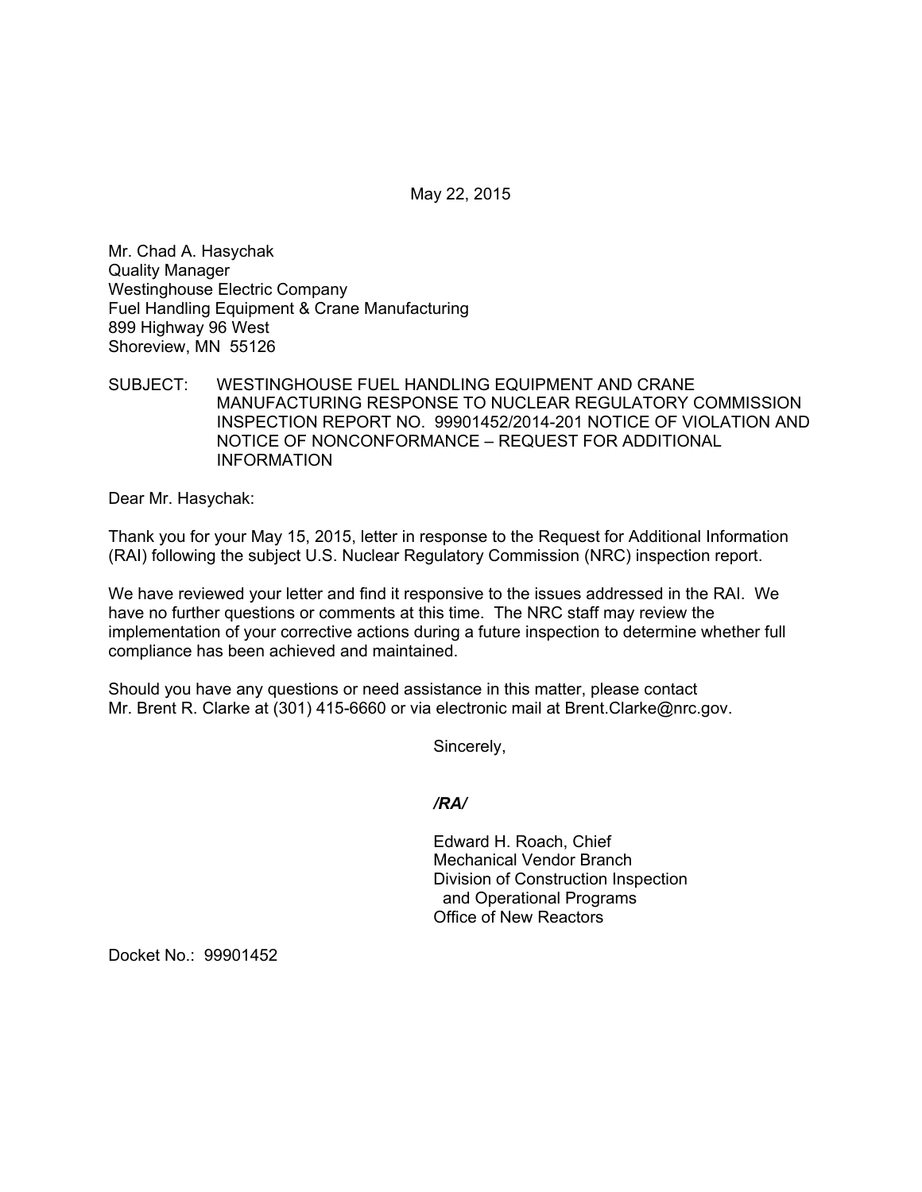May 22, 2015

Mr. Chad A. Hasychak
Quality Manager
Westinghouse Electric Company
Fuel Handling Equipment & Crane Manufacturing
899 Highway 96 West
Shoreview, MN 55126

SUBJECT: WESTINGHOUSE FUEL HANDLING EQUIPMENT AND CRANE MANUFACTURING RESPONSE TO NUCLEAR REGULATORY COMMISSION INSPECTION REPORT NO. 99901452/2014-201 NOTICE OF VIOLATION AND NOTICE OF NONCONFORMANCE – REQUEST FOR ADDITIONAL INFORMATION

Dear Mr. Hasychak:

Thank you for your May 15, 2015, letter in response to the Request for Additional Information (RAI) following the subject U.S. Nuclear Regulatory Commission (NRC) inspection report.

We have reviewed your letter and find it responsive to the issues addressed in the RAI. We have no further questions or comments at this time. The NRC staff may review the implementation of your corrective actions during a future inspection to determine whether full compliance has been achieved and maintained.

Should you have any questions or need assistance in this matter, please contact Mr. Brent R. Clarke at (301) 415-6660 or via electronic mail at Brent.Clarke@nrc.gov.

Sincerely,

***/RA/***

Edward H. Roach, Chief
Mechanical Vendor Branch
Division of Construction Inspection
and Operational Programs
Office of New Reactors

Docket No.: 99901452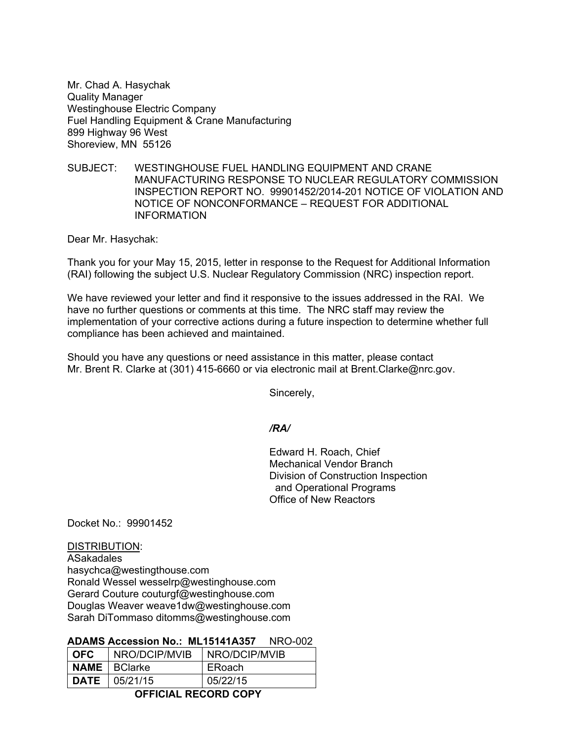Mr. Chad A. Hasychak
Quality Manager
Westinghouse Electric Company
Fuel Handling Equipment & Crane Manufacturing
899 Highway 96 West
Shoreview, MN 55126

SUBJECT: WESTINGHOUSE FUEL HANDLING EQUIPMENT AND CRANE MANUFACTURING RESPONSE TO NUCLEAR REGULATORY COMMISSION INSPECTION REPORT NO. 99901452/2014-201 NOTICE OF VIOLATION AND NOTICE OF NONCONFORMANCE – REQUEST FOR ADDITIONAL INFORMATION

Dear Mr. Hasychak:

Thank you for your May 15, 2015, letter in response to the Request for Additional Information (RAI) following the subject U.S. Nuclear Regulatory Commission (NRC) inspection report.

We have reviewed your letter and find it responsive to the issues addressed in the RAI. We have no further questions or comments at this time. The NRC staff may review the implementation of your corrective actions during a future inspection to determine whether full compliance has been achieved and maintained.

Should you have any questions or need assistance in this matter, please contact Mr. Brent R. Clarke at (301) 415-6660 or via electronic mail at Brent.Clarke@nrc.gov.

Sincerely,

*/RA/*

Edward H. Roach, Chief
Mechanical Vendor Branch
Division of Construction Inspection
and Operational Programs
Office of New Reactors

Docket No.: 99901452

DISTRIBUTION:
ASakadales
hasychca@westingthouse.com
Ronald Wessel wesselrp@westinghouse.com
Gerard Couture couturgf@westinghouse.com
Douglas Weaver weave1dw@westinghouse.com
Sarah DiTommaso ditomms@westinghouse.com

**ADAMS Accession No.: ML15141A357** NRO-002

| **OFC** | NRO/DCIP/MVIB | NRO/DCIP/MVIB |
|---|---|---|
| **NAME** | BClarke | ERoach |
| **DATE** | 05/21/15 | 05/22/15 |

**OFFICIAL RECORD COPY**